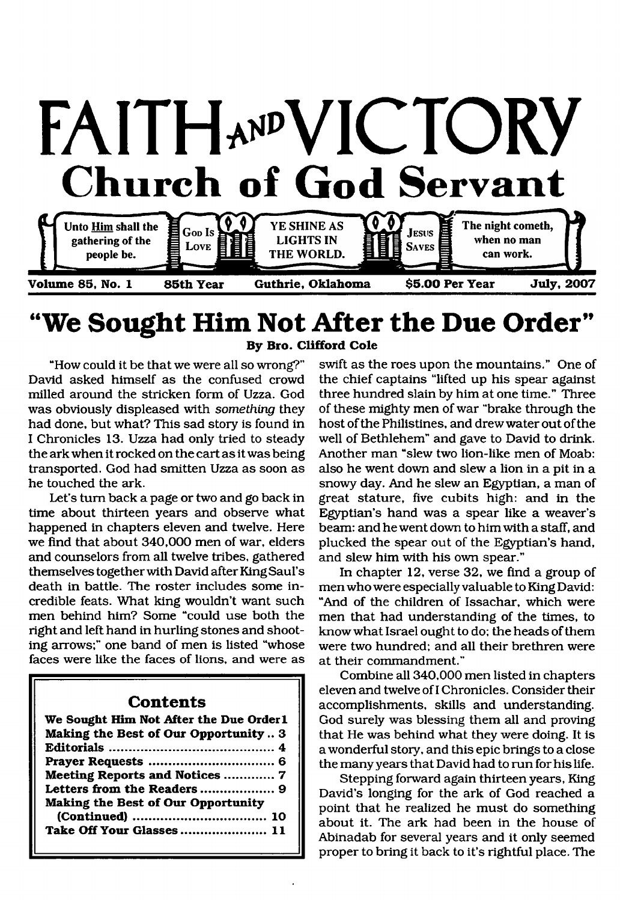# FAITH AND VICTORY

## Church of God Servant

Unto Him shall the gathering of the people be. | God Is Love | YE SHINE AS LIGHTS IN THE WORLD. | Jesus Saves | The night cometh, when no man can work.

**Volume 85, No. 1 | 85th Year | Guthrie, Oklahoma | $5.00 Per Year | July, 2007**

# "We Sought Him Not After the Due Order"

**By Bro. Clifford Cole**

"How could it be that we were all so wrong?" David asked himself as the confused crowd milled around the stricken form of Uzza. God was obviously displeased with *something* they had done, but what? This sad story is found in I Chronicles 13. Uzza had only tried to steady the ark when it rocked on the cart as it was being transported. God had smitten Uzza as soon as he touched the ark.

Let's turn back a page or two and go back in time about thirteen years and observe what happened in chapters eleven and twelve. Here we find that about 340,000 men of war, elders and counselors from all twelve tribes, gathered themselves together with David after King Saul's death in battle. The roster includes some incredible feats. What king wouldn't want such men behind him? Some "could use both the right and left hand in hurling stones and shooting arrows;" one band of men is listed "whose faces were like the faces of lions, and were as swift as the roes upon the mountains." One of the chief captains "lifted up his spear against three hundred slain by him at one time." Three of these mighty men of war "brake through the host of the Philistines, and drew water out of the well of Bethlehem" and gave to David to drink. Another man "slew two lion-like men of Moab: also he went down and slew a lion in a pit in a snowy day. And he slew an Egyptian, a man of great stature, five cubits high: and in the Egyptian's hand was a spear like a weaver's beam: and he went down to him with a staff, and plucked the spear out of the Egyptian's hand, and slew him with his own spear."

In chapter 12, verse 32, we find a group of men who were especially valuable to King David: "And of the children of Issachar, which were men that had understanding of the times, to know what Israel ought to do; the heads of them were two hundred; and all their brethren were at their commandment."

Combine all 340,000 men listed in chapters eleven and twelve of I Chronicles. Consider their accomplishments, skills and understanding. God surely was blessing them all and proving that He was behind what they were doing. It is a wonderful story, and this epic brings to a close the many years that David had to run for his life.

Stepping forward again thirteen years, King David's longing for the ark of God reached a point that he realized he must do something about it. The ark had been in the house of Abinadab for several years and it only seemed proper to bring it back to it's rightful place. The

## Contents

| | |
|---|---|
| We Sought Him Not After the Due Order | 1 |
| Making the Best of Our Opportunity | 3 |
| Editorials | 4 |
| Prayer Requests | 6 |
| Meeting Reports and Notices | 7 |
| Letters from the Readers | 9 |
| Making the Best of Our Opportunity (Continued) | 10 |
| Take Off Your Glasses | 11 |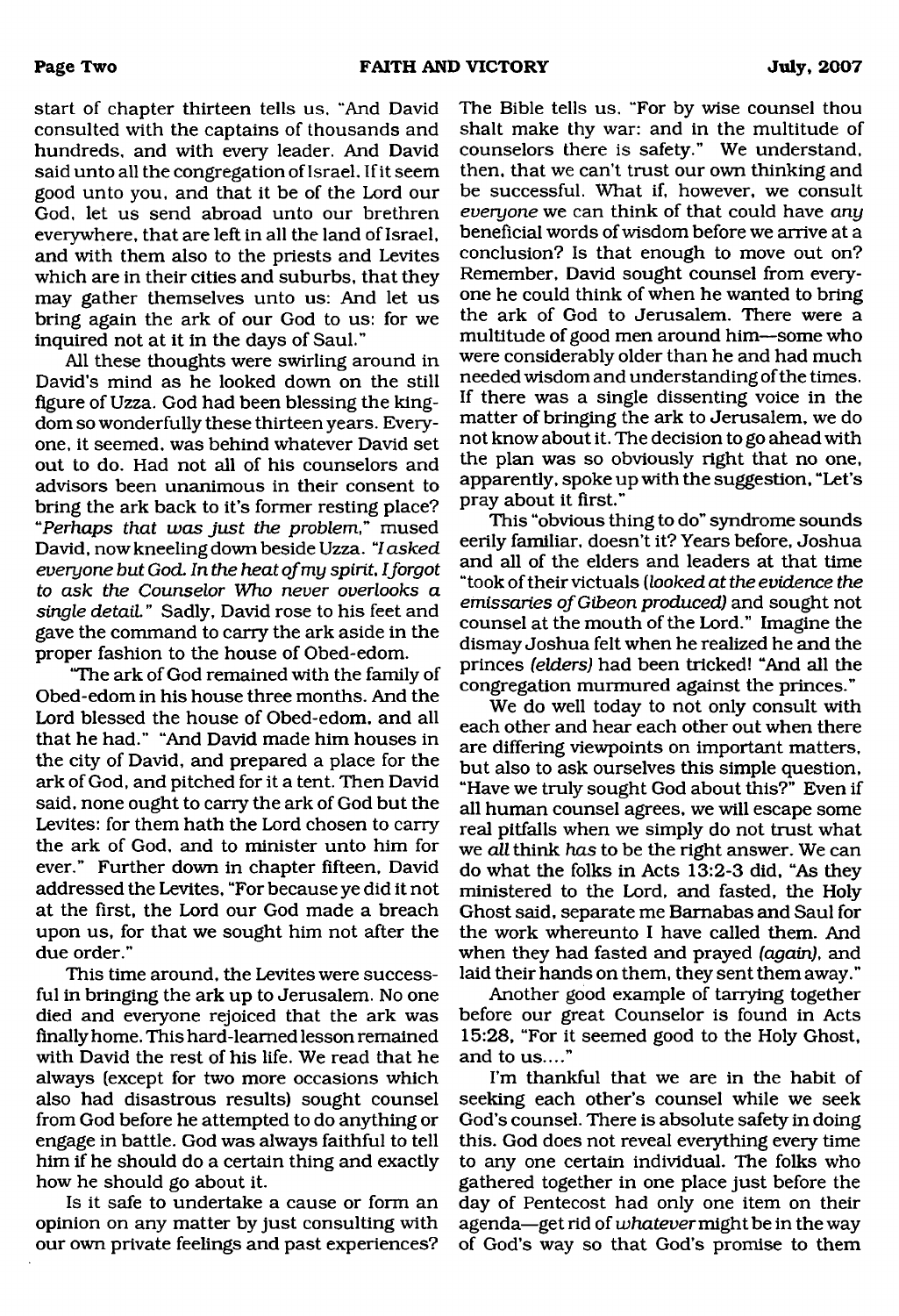start of chapter thirteen tells us, "And David consulted with the captains of thousands and hundreds, and with every leader. And David said unto all the congregation of Israel, If it seem good unto you, and that it be of the Lord our God, let us send abroad unto our brethren everywhere, that are left in all the land of Israel, and with them also to the priests and Levites which are in their cities and suburbs, that they may gather themselves unto us: And let us bring again the ark of our God to us: for we inquired not at it in the days of Saul."

All these thoughts were swirling around in David's mind as he looked down on the still figure of Uzza. God had been blessing the kingdom so wonderfully these thirteen years. Everyone, it seemed, was behind whatever David set out to do. Had not all of his counselors and advisors been unanimous in their consent to bring the ark back to it's former resting place? "*Perhaps that was just the problem,*" mused David, now kneeling down beside Uzza. "*I asked everyone but God. In the heat of my spirit, I forgot to ask the Counselor Who never overlooks a single detail.*" Sadly, David rose to his feet and gave the command to carry the ark aside in the proper fashion to the house of Obed-edom.

"The ark of God remained with the family of Obed-edom in his house three months. And the Lord blessed the house of Obed-edom, and all that he had." "And David made him houses in the city of David, and prepared a place for the ark of God, and pitched for it a tent. Then David said, none ought to carry the ark of God but the Levites: for them hath the Lord chosen to carry the ark of God, and to minister unto him for ever." Further down in chapter fifteen, David addressed the Levites, "For because ye did it not at the first, the Lord our God made a breach upon us, for that we sought him not after the due order."

This time around, the Levites were successful in bringing the ark up to Jerusalem. No one died and everyone rejoiced that the ark was finally home. This hard-learned lesson remained with David the rest of his life. We read that he always (except for two more occasions which also had disastrous results) sought counsel from God before he attempted to do anything or engage in battle. God was always faithful to tell him if he should do a certain thing and exactly how he should go about it.

Is it safe to undertake a cause or form an opinion on any matter by just consulting with our own private feelings and past experiences? The Bible tells us, "For by wise counsel thou shalt make thy war: and in the multitude of counselors there is safety." We understand, then, that we can't trust our own thinking and be successful. What if, however, we consult *everyone* we can think of that could have *any* beneficial words of wisdom before we arrive at a conclusion? Is that enough to move out on? Remember, David sought counsel from everyone he could think of when he wanted to bring the ark of God to Jerusalem. There were a multitude of good men around him—some who were considerably older than he and had much needed wisdom and understanding of the times. If there was a single dissenting voice in the matter of bringing the ark to Jerusalem, we do not know about it. The decision to go ahead with the plan was so obviously right that no one, apparently, spoke up with the suggestion, "Let's pray about it first."

This "obvious thing to do" syndrome sounds eerily familiar, doesn't it? Years before, Joshua and all of the elders and leaders at that time "took of their victuals (*looked at the evidence the emissaries of Gibeon produced*) and sought not counsel at the mouth of the Lord." Imagine the dismay Joshua felt when he realized he and the princes (*elders*) had been tricked! "And all the congregation murmured against the princes."

We do well today to not only consult with each other and hear each other out when there are differing viewpoints on important matters, but also to ask ourselves this simple question, "Have we truly sought God about this?" Even if all human counsel agrees, we will escape some real pitfalls when we simply do not trust what we *all* think *has* to be the right answer. We can do what the folks in Acts 13:2-3 did, "As they ministered to the Lord, and fasted, the Holy Ghost said, separate me Barnabas and Saul for the work whereunto I have called them. And when they had fasted and prayed (*again*), and laid their hands on them, they sent them away."

Another good example of tarrying together before our great Counselor is found in Acts 15:28, "For it seemed good to the Holy Ghost, and to us...."

I'm thankful that we are in the habit of seeking each other's counsel while we seek God's counsel. There is absolute safety in doing this. God does not reveal everything every time to any one certain individual. The folks who gathered together in one place just before the day of Pentecost had only one item on their agenda—get rid of *whatever* might be in the way of God's way so that God's promise to them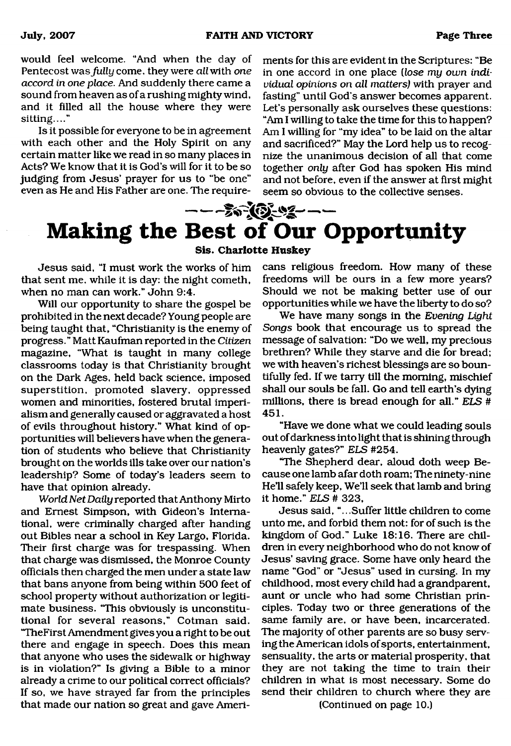would feel welcome. "And when the day of Pentecost was *fully* come, they were *all* with *one accord in one place.* And suddenly there came a sound from heaven as of a rushing mighty wind, and it filled all the house where they were sitting...."

Is it possible for everyone to be in agreement with each other and the Holy Spirit on any certain matter like we read in so many places in Acts? We know that it is God's will for it to be so judging from Jesus' prayer for us to "be one" even as He and His Father are one. The requirements for this are evident in the Scriptures: "Be in one accord in one place (*lose my own individual opinions on all matters*) with prayer and fasting" until God's answer becomes apparent. Let's personally ask ourselves these questions: "Am I willing to take the time for this to happen? Am I willing for "my idea" to be laid on the altar and sacrificed?" May the Lord help us to recognize the unanimous decision of all that come together *only* after God has spoken His mind and not before, even if the answer at first might seem so obvious to the collective senses.

# Making the Best of Our Opportunity

**Sis. Charlotte Huskey**

Jesus said, "I must work the works of him that sent me, while it is day: the night cometh, when no man can work." John 9:4.

Will our opportunity to share the gospel be prohibited in the next decade? Young people are being taught that, "Christianity is the enemy of progress." Matt Kaufman reported in the *Citizen* magazine, "What is taught in many college classrooms today is that Christianity brought on the Dark Ages, held back science, imposed superstition, promoted slavery, oppressed women and minorities, fostered brutal imperialism and generally caused or aggravated a host of evils throughout history." What kind of opportunities will believers have when the generation of students who believe that Christianity brought on the worlds ills take over our nation's leadership? Some of today's leaders seem to have that opinion already.

*World Net Daily* reported that Anthony Mirto and Ernest Simpson, with Gideon's International, were criminally charged after handing out Bibles near a school in Key Largo, Florida. Their first charge was for trespassing. When that charge was dismissed, the Monroe County officials then charged the men under a state law that bans anyone from being within 500 feet of school property without authorization or legitimate business. "This obviously is unconstitutional for several reasons," Cotman said. "TheFirst Amendment gives you a right to be out there and engage in speech. Does this mean that anyone who uses the sidewalk or highway is in violation?" Is giving a Bible to a minor already a crime to our political correct officials? If so, we have strayed far from the principles that made our nation so great and gave Americans religious freedom. How many of these freedoms will be ours in a few more years? Should we not be making better use of our opportunities while we have the liberty to do so?

We have many songs in the *Evening Light Songs* book that encourage us to spread the message of salvation: "Do we well, my precious brethren? While they starve and die for bread; we with heaven's richest blessings are so bountifully fed. If we tarry till the morning, mischief shall our souls be fall. Go and tell earth's dying millions, there is bread enough for all." *ELS* # 451.

"Have we done what we could leading souls out of darkness into light that is shining through heavenly gates?" *ELS* #254.

"The Shepherd dear, aloud doth weep Because one lamb afar doth roam; The ninety-nine He'll safely keep, We'll seek that lamb and bring it home." *ELS* # 323,

Jesus said, "...Suffer little children to come unto me, and forbid them not: for of such is the kingdom of God." Luke 18:16. There are children in every neighborhood who do not know of Jesus' saving grace. Some have only heard the name "God" or "Jesus" used in cursing. In my childhood, most every child had a grandparent, aunt or uncle who had some Christian principles. Today two or three generations of the same family are, or have been, incarcerated. The majority of other parents are so busy serving the American idols of sports, entertainment, sensuality, the arts or material prosperity, that they are not taking the time to train their children in what is most necessary. Some do send their children to church where they are

(Continued on page 10.)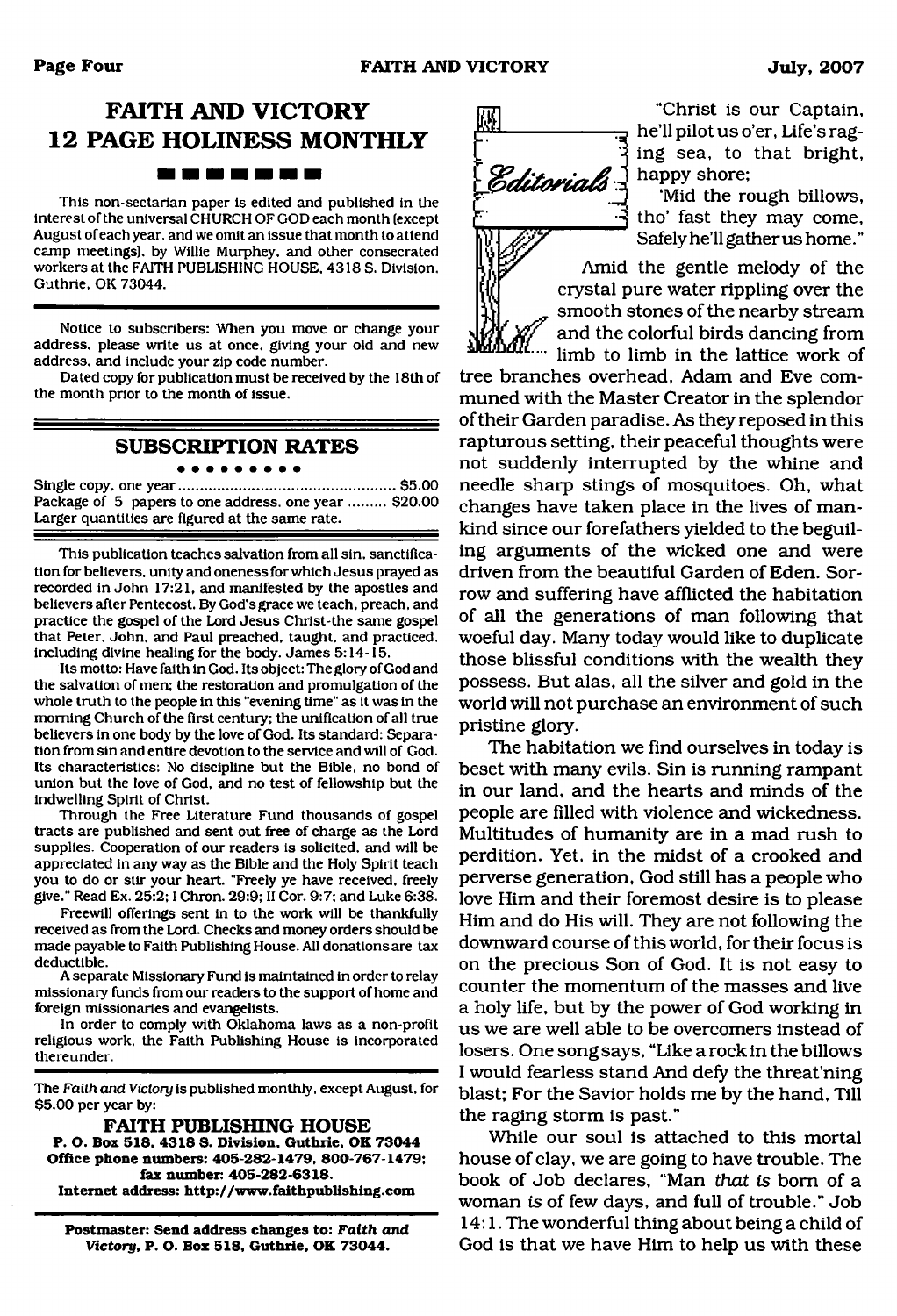# FAITH AND VICTORY 12 PAGE HOLINESS MONTHLY

This non-sectarian paper is edited and published in the interest of the universal CHURCH OF GOD each month (except August of each year, and we omit an issue that month to attend camp meetings), by Willie Murphey, and other consecrated workers at the FAITH PUBLISHING HOUSE, 4318 S. Division, Guthrie, OK 73044.

Notice to subscribers: When you move or change your address, please write us at once, giving your old and new address, and include your zip code number.

Dated copy for publication must be received by the 18th of the month prior to the month of issue.

## SUBSCRIPTION RATES

Single copy, one year .......... $5.00
Package of 5 papers to one address, one year .......... $20.00
Larger quantities are figured at the same rate.

This publication teaches salvation from all sin, sanctification for believers, unity and oneness for which Jesus prayed as recorded in John 17:21, and manifested by the apostles and believers after Pentecost. By God's grace we teach, preach, and practice the gospel of the Lord Jesus Christ-the same gospel that Peter, John, and Paul preached, taught, and practiced, including divine healing for the body. James 5:14-15.

Its motto: Have faith in God. Its object: The glory of God and the salvation of men; the restoration and promulgation of the whole truth to the people in this "evening time" as it was in the morning Church of the first century; the unification of all true believers in one body by the love of God. Its standard: Separation from sin and entire devotion to the service and will of God. Its characteristics: No discipline but the Bible, no bond of union but the love of God, and no test of fellowship but the indwelling Spirit of Christ.

Through the Free Literature Fund thousands of gospel tracts are published and sent out free of charge as the Lord supplies. Cooperation of our readers is solicited, and will be appreciated in any way as the Bible and the Holy Spirit teach you to do or stir your heart. "Freely ye have received, freely give." Read Ex. 25:2; I Chron. 29:9; II Cor. 9:7; and Luke 6:38.

Freewill offerings sent in to the work will be thankfully received as from the Lord. Checks and money orders should be made payable to Faith Publishing House. All donations are tax deductible.

A separate Missionary Fund is maintained in order to relay missionary funds from our readers to the support of home and foreign missionaries and evangelists.

In order to comply with Oklahoma laws as a non-profit religious work, the Faith Publishing House is incorporated thereunder.

The *Faith and Victory* is published monthly, except August, for $5.00 per year by:

**FAITH PUBLISHING HOUSE**
**P. O. Box 518, 4318 S. Division, Guthrie, OK 73044**
**Office phone numbers: 405-282-1479, 800-767-1479; fax number: 405-282-6318.**
**Internet address: http://www.faithpublishing.com**

**Postmaster: Send address changes to: *Faith and Victory*, P. O. Box 518, Guthrie, OK 73044.**

## Editorials

"Christ is our Captain, he'll pilot us o'er, Life's raging sea, to that bright, happy shore;
'Mid the rough billows, tho' fast they may come, Safely he'll gather us home."

Amid the gentle melody of the crystal pure water rippling over the smooth stones of the nearby stream and the colorful birds dancing from limb to limb in the lattice work of tree branches overhead, Adam and Eve communed with the Master Creator in the splendor of their Garden paradise. As they reposed in this rapturous setting, their peaceful thoughts were not suddenly interrupted by the whine and needle sharp stings of mosquitoes. Oh, what changes have taken place in the lives of mankind since our forefathers yielded to the beguiling arguments of the wicked one and were driven from the beautiful Garden of Eden. Sorrow and suffering have afflicted the habitation of all the generations of man following that woeful day. Many today would like to duplicate those blissful conditions with the wealth they possess. But alas, all the silver and gold in the world will not purchase an environment of such pristine glory.

The habitation we find ourselves in today is beset with many evils. Sin is running rampant in our land, and the hearts and minds of the people are filled with violence and wickedness. Multitudes of humanity are in a mad rush to perdition. Yet, in the midst of a crooked and perverse generation, God still has a people who love Him and their foremost desire is to please Him and do His will. They are not following the downward course of this world, for their focus is on the precious Son of God. It is not easy to counter the momentum of the masses and live a holy life, but by the power of God working in us we are well able to be overcomers instead of losers. One song says, "Like a rock in the billows I would fearless stand And defy the threat'ning blast; For the Savior holds me by the hand, Till the raging storm is past."

While our soul is attached to this mortal house of clay, we are going to have trouble. The book of Job declares, "Man *that is* born of a woman *is* of few days, and full of trouble." Job 14:1. The wonderful thing about being a child of God is that we have Him to help us with these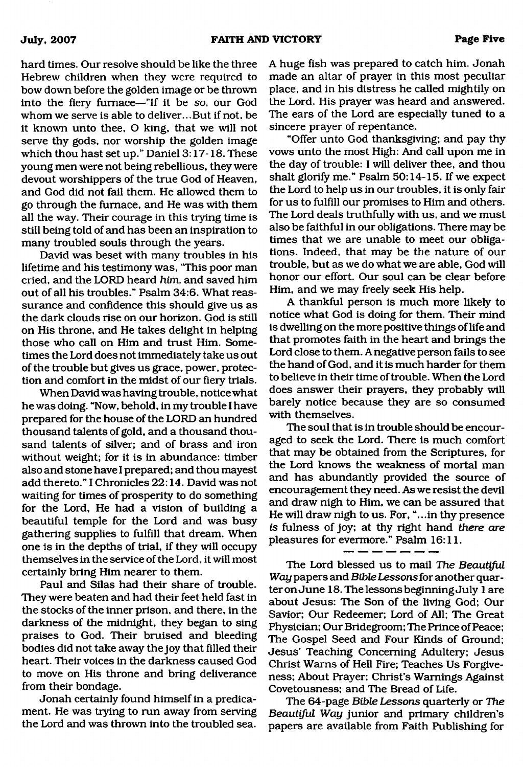hard times. Our resolve should be like the three Hebrew children when they were required to bow down before the golden image or be thrown into the fiery furnace—"If it be *so*, our God whom we serve is able to deliver...But if not, be it known unto thee, O king, that we will not serve thy gods, nor worship the golden image which thou hast set up." Daniel 3:17-18. These young men were not being rebellious, they were devout worshippers of the true God of Heaven, and God did not fail them. He allowed them to go through the furnace, and He was with them all the way. Their courage in this trying time is still being told of and has been an inspiration to many troubled souls through the years.

David was beset with many troubles in his lifetime and his testimony was, "This poor man cried, and the LORD heard *him*, and saved him out of all his troubles." Psalm 34:6. What reassurance and confidence this should give us as the dark clouds rise on our horizon. God is still on His throne, and He takes delight in helping those who call on Him and trust Him. Sometimes the Lord does not immediately take us out of the trouble but gives us grace, power, protection and comfort in the midst of our fiery trials.

When David was having trouble, notice what he was doing. "Now, behold, in my trouble I have prepared for the house of the LORD an hundred thousand talents of gold, and a thousand thousand talents of silver; and of brass and iron without weight; for it is in abundance: timber also and stone have I prepared; and thou mayest add thereto." I Chronicles 22:14. David was not waiting for times of prosperity to do something for the Lord, He had a vision of building a beautiful temple for the Lord and was busy gathering supplies to fulfill that dream. When one is in the depths of trial, if they will occupy themselves in the service of the Lord, it will most certainly bring Him nearer to them.

Paul and Silas had their share of trouble. They were beaten and had their feet held fast in the stocks of the inner prison, and there, in the darkness of the midnight, they began to sing praises to God. Their bruised and bleeding bodies did not take away the joy that filled their heart. Their voices in the darkness caused God to move on His throne and bring deliverance from their bondage.

Jonah certainly found himself in a predicament. He was trying to run away from serving the Lord and was thrown into the troubled sea. A huge fish was prepared to catch him. Jonah made an altar of prayer in this most peculiar place, and in his distress he called mightily on the Lord. His prayer was heard and answered. The ears of the Lord are especially tuned to a sincere prayer of repentance.

"Offer unto God thanksgiving; and pay thy vows unto the most High: And call upon me in the day of trouble: I will deliver thee, and thou shalt glorify me." Psalm 50:14-15. If we expect the Lord to help us in our troubles, it is only fair for us to fulfill our promises to Him and others. The Lord deals truthfully with us, and we must also be faithful in our obligations. There may be times that we are unable to meet our obligations. Indeed, that may be the nature of our trouble, but as we do what we are able, God will honor our effort. Our soul can be clear before Him, and we may freely seek His help.

A thankful person is much more likely to notice what God is doing for them. Their mind is dwelling on the more positive things of life and that promotes faith in the heart and brings the Lord close to them. A negative person fails to see the hand of God, and it is much harder for them to believe in their time of trouble. When the Lord does answer their prayers, they probably will barely notice because they are so consumed with themselves.

The soul that is in trouble should be encouraged to seek the Lord. There is much comfort that may be obtained from the Scriptures, for the Lord knows the weakness of mortal man and has abundantly provided the source of encouragement they need. As we resist the devil and draw nigh to Him, we can be assured that He will draw nigh to us. For, "...in thy presence *is* fulness of joy; at thy right hand *there are* pleasures for evermore." Psalm 16:11.

---

The Lord blessed us to mail *The Beautiful Way* papers and *Bible Lessons* for another quarter on June 18. The lessons beginning July 1 are about Jesus: The Son of the living God; Our Savior; Our Redeemer; Lord of All; The Great Physician; Our Bridegroom; The Prince of Peace; The Gospel Seed and Four Kinds of Ground; Jesus' Teaching Concerning Adultery; Jesus Christ Warns of Hell Fire; Teaches Us Forgiveness; About Prayer; Christ's Warnings Against Covetousness; and The Bread of Life.

The 64-page *Bible Lessons* quarterly or *The Beautiful Way* junior and primary children's papers are available from Faith Publishing for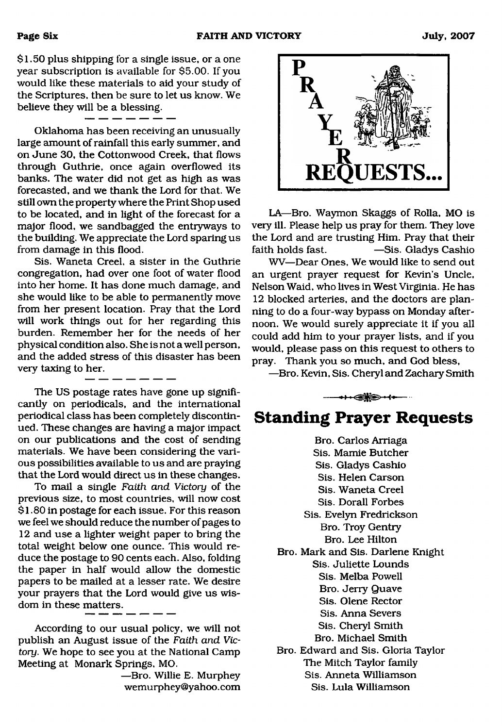$1.50 plus shipping for a single issue, or a one year subscription is available for $5.00. If you would like these materials to aid your study of the Scriptures, then be sure to let us know. We believe they will be a blessing.

---

Oklahoma has been receiving an unusually large amount of rainfall this early summer, and on June 30, the Cottonwood Creek, that flows through Guthrie, once again overflowed its banks. The water did not get as high as was forecasted, and we thank the Lord for that. We still own the property where the Print Shop used to be located, and in light of the forecast for a major flood, we sandbagged the entryways to the building. We appreciate the Lord sparing us from damage in this flood.

Sis. Waneta Creel, a sister in the Guthrie congregation, had over one foot of water flood into her home. It has done much damage, and she would like to be able to permanently move from her present location. Pray that the Lord will work things out for her regarding this burden. Remember her for the needs of her physical condition also. She is not a well person, and the added stress of this disaster has been very taxing to her.

---

The US postage rates have gone up significantly on periodicals, and the international periodical class has been completely discontinued. These changes are having a major impact on our publications and the cost of sending materials. We have been considering the various possibilities available to us and are praying that the Lord would direct us in these changes.

To mail a single *Faith and Victory* of the previous size, to most countries, will now cost $1.80 in postage for each issue. For this reason we feel we should reduce the number of pages to 12 and use a lighter weight paper to bring the total weight below one ounce. This would reduce the postage to 90 cents each. Also, folding the paper in half would allow the domestic papers to be mailed at a lesser rate. We desire your prayers that the Lord would give us wisdom in these matters.

---

According to our usual policy, we will not publish an August issue of the *Faith and Victory*. We hope to see you at the National Camp Meeting at Monark Springs, MO.

—Bro. Willie E. Murphey
wemurphey@yahoo.com

## PRAYER REQUESTS...

LA—Bro. Waymon Skaggs of Rolla, MO is very ill. Please help us pray for them. They love the Lord and are trusting Him. Pray that their faith holds fast. —Sis. Gladys Cashio

WV—Dear Ones, We would like to send out an urgent prayer request for Kevin's Uncle, Nelson Waid, who lives in West Virginia. He has 12 blocked arteries, and the doctors are planning to do a four-way bypass on Monday afternoon. We would surely appreciate it if you all could add him to your prayer lists, and if you would, please pass on this request to others to pray. Thank you so much, and God bless,

—Bro. Kevin, Sis. Cheryl and Zachary Smith

## Standing Prayer Requests

Bro. Carlos Arriaga
Sis. Mamie Butcher
Sis. Gladys Cashio
Sis. Helen Carson
Sis. Waneta Creel
Sis. Dorall Forbes
Sis. Evelyn Fredrickson
Bro. Troy Gentry
Bro. Lee Hilton
Bro. Mark and Sis. Darlene Knight
Sis. Juliette Lounds
Sis. Melba Powell
Bro. Jerry Quave
Sis. Olene Rector
Sis. Anna Severs
Sis. Cheryl Smith
Bro. Michael Smith
Bro. Edward and Sis. Gloria Taylor
The Mitch Taylor family
Sis. Anneta Williamson
Sis. Lula Williamson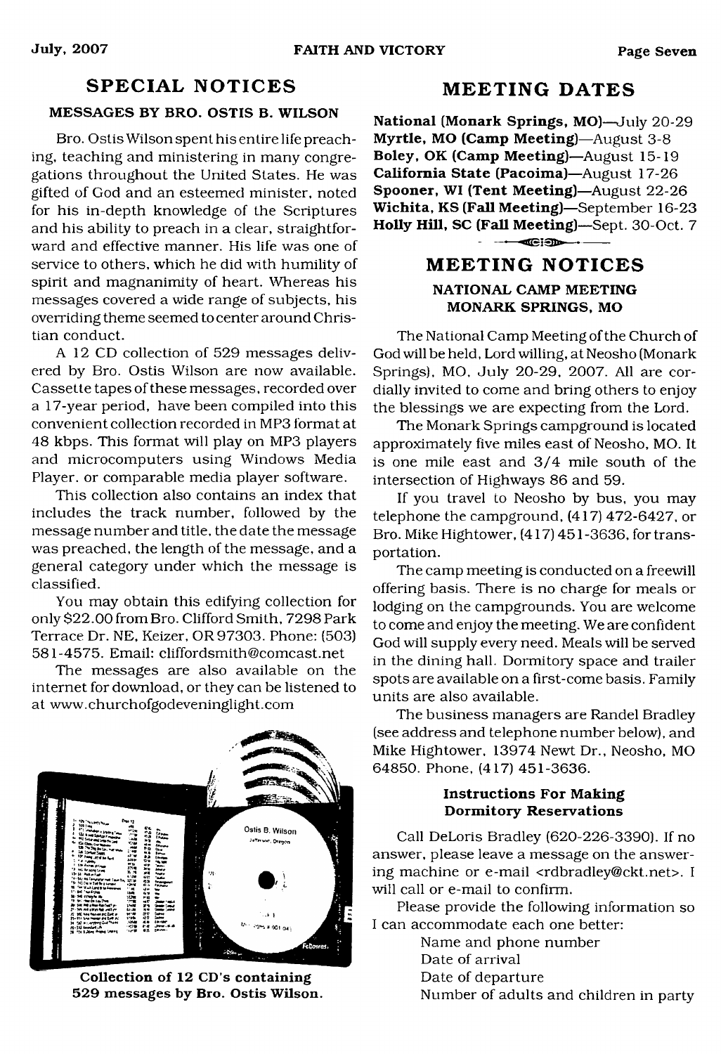## SPECIAL NOTICES

### MESSAGES BY BRO. OSTIS B. WILSON

Bro. Ostis Wilson spent his entire life preaching, teaching and ministering in many congregations throughout the United States. He was gifted of God and an esteemed minister, noted for his in-depth knowledge of the Scriptures and his ability to preach in a clear, straightforward and effective manner. His life was one of service to others, which he did with humility of spirit and magnanimity of heart. Whereas his messages covered a wide range of subjects, his overriding theme seemed to center around Christian conduct.

A 12 CD collection of 529 messages delivered by Bro. Ostis Wilson are now available. Cassette tapes of these messages, recorded over a 17-year period, have been compiled into this convenient collection recorded in MP3 format at 48 kbps. This format will play on MP3 players and microcomputers using Windows Media Player, or comparable media player software.

This collection also contains an index that includes the track number, followed by the message number and title, the date the message was preached, the length of the message, and a general category under which the message is classified.

You may obtain this edifying collection for only $22.00 from Bro. Clifford Smith, 7298 Park Terrace Dr. NE, Keizer, OR 97303. Phone: (503) 581-4575. Email: cliffordsmith@comcast.net

The messages are also available on the internet for download, or they can be listened to at www.churchofgodeveninglight.com

**Collection of 12 CD's containing 529 messages by Bro. Ostis Wilson.**

## MEETING DATES

**National (Monark Springs, MO)**—July 20-29
**Myrtle, MO (Camp Meeting)**—August 3-8
**Boley, OK (Camp Meeting)**—August 15-19
**California State (Pacoima)**—August 17-26
**Spooner, WI (Tent Meeting)**—August 22-26
**Wichita, KS (Fall Meeting)**—September 16-23
**Holly Hill, SC (Fall Meeting)**—Sept. 30-Oct. 7

## MEETING NOTICES

### NATIONAL CAMP MEETING MONARK SPRINGS, MO

The National Camp Meeting of the Church of God will be held, Lord willing, at Neosho (Monark Springs), MO, July 20-29, 2007. All are cordially invited to come and bring others to enjoy the blessings we are expecting from the Lord.

The Monark Springs campground is located approximately five miles east of Neosho, MO. It is one mile east and 3/4 mile south of the intersection of Highways 86 and 59.

If you travel to Neosho by bus, you may telephone the campground, (417) 472-6427, or Bro. Mike Hightower, (417) 451-3636, for transportation.

The camp meeting is conducted on a freewill offering basis. There is no charge for meals or lodging on the campgrounds. You are welcome to come and enjoy the meeting. We are confident God will supply every need. Meals will be served in the dining hall. Dormitory space and trailer spots are available on a first-come basis. Family units are also available.

The business managers are Randel Bradley (see address and telephone number below), and Mike Hightower, 13974 Newt Dr., Neosho, MO 64850. Phone, (417) 451-3636.

#### Instructions For Making Dormitory Reservations

Call DeLoris Bradley (620-226-3390). If no answer, please leave a message on the answering machine or e-mail <rdbradley@ckt.net>. I will call or e-mail to confirm.

Please provide the following information so I can accommodate each one better:

Name and phone number
Date of arrival
Date of departure
Number of adults and children in party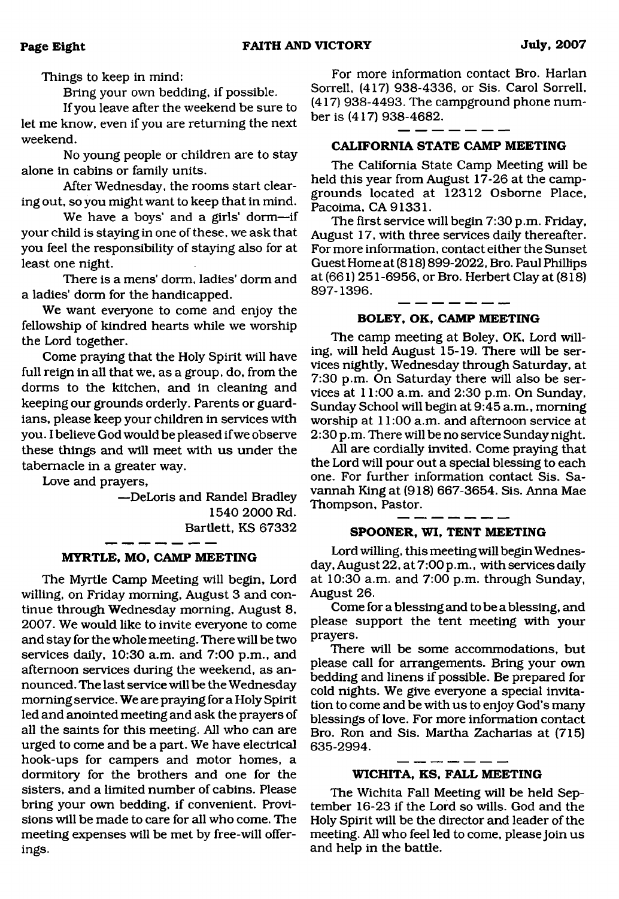Things to keep in mind:

Bring your own bedding, if possible.

If you leave after the weekend be sure to let me know, even if you are returning the next weekend.

No young people or children are to stay alone in cabins or family units.

After Wednesday, the rooms start clearing out, so you might want to keep that in mind.

We have a boys' and a girls' dorm—if your child is staying in one of these, we ask that you feel the responsibility of staying also for at least one night.

There is a mens' dorm, ladies' dorm and a ladies' dorm for the handicapped.

We want everyone to come and enjoy the fellowship of kindred hearts while we worship the Lord together.

Come praying that the Holy Spirit will have full reign in all that we, as a group, do, from the dorms to the kitchen, and in cleaning and keeping our grounds orderly. Parents or guardians, please keep your children in services with you. I believe God would be pleased if we observe these things and will meet with us under the tabernacle in a greater way.

Love and prayers,

—DeLoris and Randel Bradley
1540 2000 Rd.
Bartlett, KS 67332

---

### MYRTLE, MO, CAMP MEETING

The Myrtle Camp Meeting will begin, Lord willing, on Friday morning, August 3 and continue through Wednesday morning, August 8, 2007. We would like to invite everyone to come and stay for the whole meeting. There will be two services daily, 10:30 a.m. and 7:00 p.m., and afternoon services during the weekend, as announced. The last service will be the Wednesday morning service. We are praying for a Holy Spirit led and anointed meeting and ask the prayers of all the saints for this meeting. All who can are urged to come and be a part. We have electrical hook-ups for campers and motor homes, a dormitory for the brothers and one for the sisters, and a limited number of cabins. Please bring your own bedding, if convenient. Provisions will be made to care for all who come. The meeting expenses will be met by free-will offerings.

For more information contact Bro. Harlan Sorrell, (417) 938-4336, or Sis. Carol Sorrell, (417) 938-4493. The campground phone number is (417) 938-4682.

---

### CALIFORNIA STATE CAMP MEETING

The California State Camp Meeting will be held this year from August 17-26 at the campgrounds located at 12312 Osborne Place, Pacoima, CA 91331.

The first service will begin 7:30 p.m. Friday, August 17, with three services daily thereafter. For more information, contact either the Sunset Guest Home at (818) 899-2022, Bro. Paul Phillips at (661) 251-6956, or Bro. Herbert Clay at (818) 897-1396.

---

### BOLEY, OK, CAMP MEETING

The camp meeting at Boley, OK, Lord willing, will held August 15-19. There will be services nightly, Wednesday through Saturday, at 7:30 p.m. On Saturday there will also be services at 11:00 a.m. and 2:30 p.m. On Sunday, Sunday School will begin at 9:45 a.m., morning worship at 11:00 a.m. and afternoon service at 2:30 p.m. There will be no service Sunday night.

All are cordially invited. Come praying that the Lord will pour out a special blessing to each one. For further information contact Sis. Savannah King at (918) 667-3654. Sis. Anna Mae Thompson, Pastor.

---

### SPOONER, WI, TENT MEETING

Lord willing, this meeting will begin Wednesday, August 22, at 7:00 p.m., with services daily at 10:30 a.m. and 7:00 p.m. through Sunday, August 26.

Come for a blessing and to be a blessing, and please support the tent meeting with your prayers.

There will be some accommodations, but please call for arrangements. Bring your own bedding and linens if possible. Be prepared for cold nights. We give everyone a special invitation to come and be with us to enjoy God's many blessings of love. For more information contact Bro. Ron and Sis. Martha Zacharias at (715) 635-2994.

---

### WICHITA, KS, FALL MEETING

The Wichita Fall Meeting will be held September 16-23 if the Lord so wills. God and the Holy Spirit will be the director and leader of the meeting. All who feel led to come, please join us and help in the battle.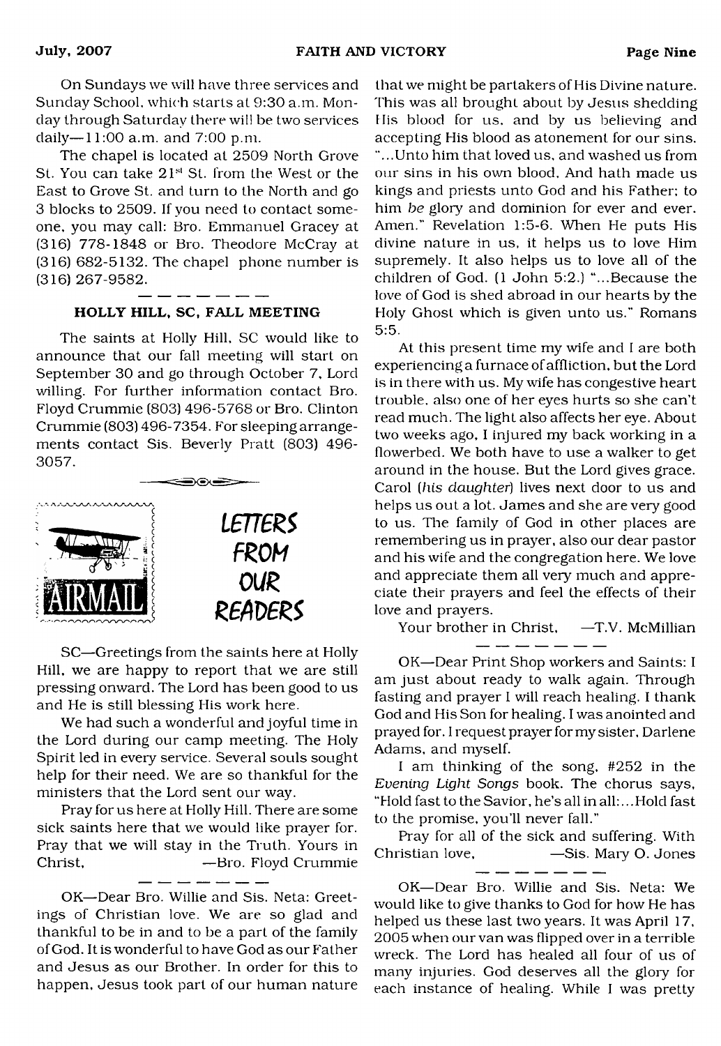On Sundays we will have three services and Sunday School, which starts at 9:30 a.m. Monday through Saturday there will be two services daily—11:00 a.m. and 7:00 p.m.

The chapel is located at 2509 North Grove St. You can take 21st St. from the West or the East to Grove St. and turn to the North and go 3 blocks to 2509. If you need to contact someone, you may call: Bro. Emmanuel Gracey at (316) 778-1848 or Bro. Theodore McCray at (316) 682-5132. The chapel phone number is (316) 267-9582.

———————

### HOLLY HILL, SC, FALL MEETING

The saints at Holly Hill, SC would like to announce that our fall meeting will start on September 30 and go through October 7, Lord willing. For further information contact Bro. Floyd Crummie (803) 496-5768 or Bro. Clinton Crummie (803) 496-7354. For sleeping arrangements contact Sis. Beverly Pratt (803) 496-3057.

## LETTERS FROM OUR READERS

SC—Greetings from the saints here at Holly Hill, we are happy to report that we are still pressing onward. The Lord has been good to us and He is still blessing His work here.

We had such a wonderful and joyful time in the Lord during our camp meeting. The Holy Spirit led in every service. Several souls sought help for their need. We are so thankful for the ministers that the Lord sent our way.

Pray for us here at Holly Hill. There are some sick saints here that we would like prayer for. Pray that we will stay in the Truth. Yours in Christ, —Bro. Floyd Crummie

———————

OK—Dear Bro. Willie and Sis. Neta: Greetings of Christian love. We are so glad and thankful to be in and to be a part of the family of God. It is wonderful to have God as our Father and Jesus as our Brother. In order for this to happen, Jesus took part of our human nature that we might be partakers of His Divine nature. This was all brought about by Jesus shedding His blood for us, and by us believing and accepting His blood as atonement for our sins. "...Unto him that loved us, and washed us from our sins in his own blood, And hath made us kings and priests unto God and his Father; to him *be* glory and dominion for ever and ever. Amen." Revelation 1:5-6. When He puts His divine nature in us, it helps us to love Him supremely. It also helps us to love all of the children of God. (1 John 5:2.) "...Because the love of God is shed abroad in our hearts by the Holy Ghost which is given unto us." Romans 5:5.

At this present time my wife and I are both experiencing a furnace of affliction, but the Lord is in there with us. My wife has congestive heart trouble, also one of her eyes hurts so she can't read much. The light also affects her eye. About two weeks ago, I injured my back working in a flowerbed. We both have to use a walker to get around in the house. But the Lord gives grace. Carol (*his daughter*) lives next door to us and helps us out a lot. James and she are very good to us. The family of God in other places are remembering us in prayer, also our dear pastor and his wife and the congregation here. We love and appreciate them all very much and appreciate their prayers and feel the effects of their love and prayers.

Your brother in Christ, —T.V. McMillian

———————

OK—Dear Print Shop workers and Saints: I am just about ready to walk again. Through fasting and prayer I will reach healing. I thank God and His Son for healing. I was anointed and prayed for. I request prayer for my sister, Darlene Adams, and myself.

I am thinking of the song, #252 in the *Evening Light Songs* book. The chorus says, "Hold fast to the Savior, he's all in all:...Hold fast to the promise, you'll never fall."

Pray for all of the sick and suffering. With Christian love, —Sis. Mary O. Jones

———————

OK—Dear Bro. Willie and Sis. Neta: We would like to give thanks to God for how He has helped us these last two years. It was April 17, 2005 when our van was flipped over in a terrible wreck. The Lord has healed all four of us of many injuries. God deserves all the glory for each instance of healing. While I was pretty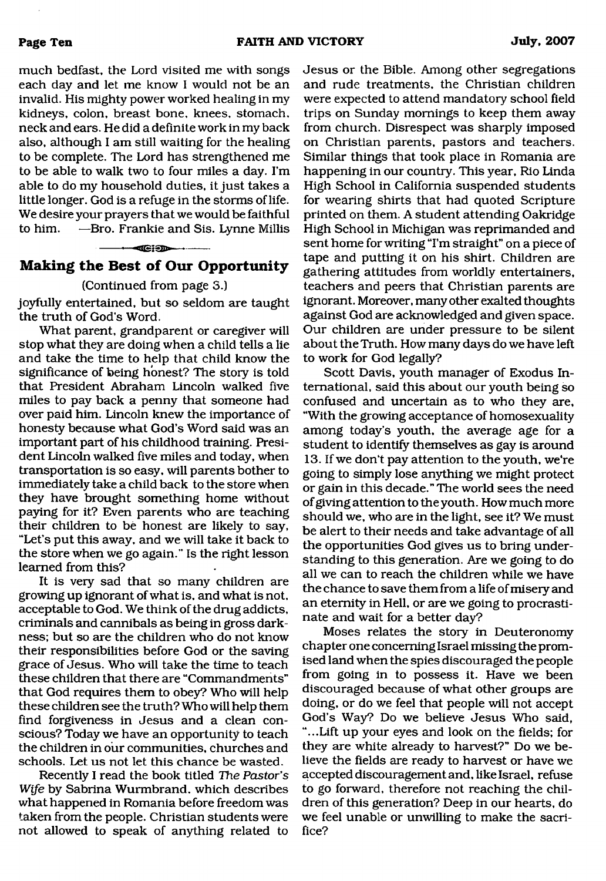much bedfast, the Lord visited me with songs each day and let me know I would not be an invalid. His mighty power worked healing in my kidneys, colon, breast bone, knees, stomach, neck and ears. He did a definite work in my back also, although I am still waiting for the healing to be complete. The Lord has strengthened me to be able to walk two to four miles a day. I'm able to do my household duties, it just takes a little longer. God is a refuge in the storms of life. We desire your prayers that we would be faithful to him. —Bro. Frankie and Sis. Lynne Millis

## Making the Best of Our Opportunity

(Continued from page 3.)

joyfully entertained, but so seldom are taught the truth of God's Word.

What parent, grandparent or caregiver will stop what they are doing when a child tells a lie and take the time to help that child know the significance of being honest? The story is told that President Abraham Lincoln walked five miles to pay back a penny that someone had over paid him. Lincoln knew the importance of honesty because what God's Word said was an important part of his childhood training. President Lincoln walked five miles and today, when transportation is so easy, will parents bother to immediately take a child back to the store when they have brought something home without paying for it? Even parents who are teaching their children to be honest are likely to say, "Let's put this away, and we will take it back to the store when we go again." Is the right lesson learned from this?

It is very sad that so many children are growing up ignorant of what is, and what is not, acceptable to God. We think of the drug addicts, criminals and cannibals as being in gross darkness; but so are the children who do not know their responsibilities before God or the saving grace of Jesus. Who will take the time to teach these children that there are "Commandments" that God requires them to obey? Who will help these children see the truth? Who will help them find forgiveness in Jesus and a clean conscious? Today we have an opportunity to teach the children in our communities, churches and schools. Let us not let this chance be wasted.

Recently I read the book titled *The Pastor's Wife* by Sabrina Wurmbrand, which describes what happened in Romania before freedom was taken from the people. Christian students were not allowed to speak of anything related to Jesus or the Bible. Among other segregations and rude treatments, the Christian children were expected to attend mandatory school field trips on Sunday mornings to keep them away from church. Disrespect was sharply imposed on Christian parents, pastors and teachers. Similar things that took place in Romania are happening in our country. This year, Rio Linda High School in California suspended students for wearing shirts that had quoted Scripture printed on them. A student attending Oakridge High School in Michigan was reprimanded and sent home for writing "I'm straight" on a piece of tape and putting it on his shirt. Children are gathering attitudes from worldly entertainers, teachers and peers that Christian parents are ignorant. Moreover, many other exalted thoughts against God are acknowledged and given space. Our children are under pressure to be silent about the Truth. How many days do we have left to work for God legally?

Scott Davis, youth manager of Exodus International, said this about our youth being so confused and uncertain as to who they are, "With the growing acceptance of homosexuality among today's youth, the average age for a student to identify themselves as gay is around 13. If we don't pay attention to the youth, we're going to simply lose anything we might protect or gain in this decade." The world sees the need of giving attention to the youth. How much more should we, who are in the light, see it? We must be alert to their needs and take advantage of all the opportunities God gives us to bring understanding to this generation. Are we going to do all we can to reach the children while we have the chance to save them from a life of misery and an eternity in Hell, or are we going to procrastinate and wait for a better day?

Moses relates the story in Deuteronomy chapter one concerning Israel missing the promised land when the spies discouraged the people from going in to possess it. Have we been discouraged because of what other groups are doing, or do we feel that people will not accept God's Way? Do we believe Jesus Who said, "...Lift up your eyes and look on the fields; for they are white already to harvest?" Do we believe the fields are ready to harvest or have we accepted discouragement and, like Israel, refuse to go forward, therefore not reaching the children of this generation? Deep in our hearts, do we feel unable or unwilling to make the sacrifice?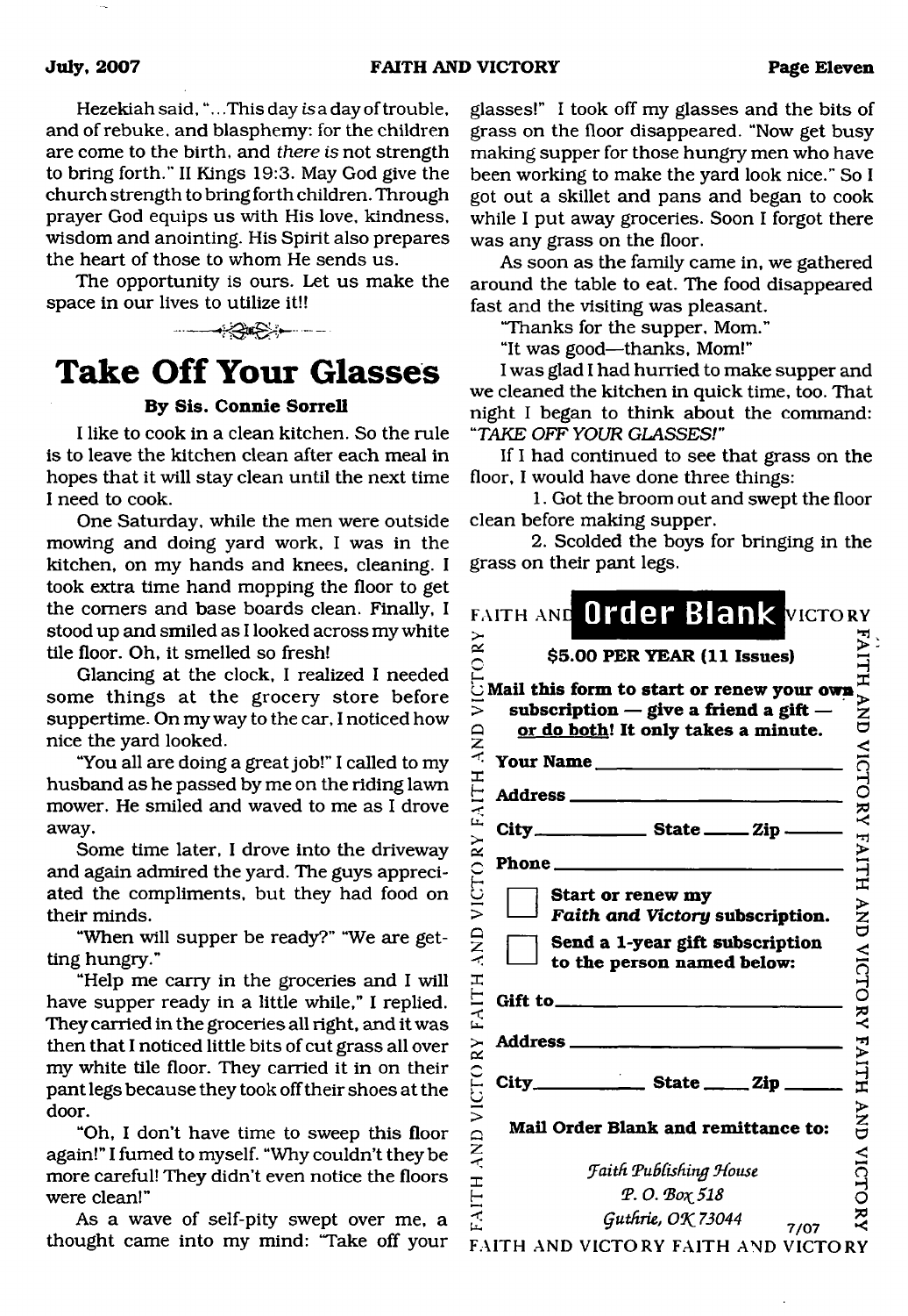Hezekiah said, "...This day *is* a day of trouble, and of rebuke, and blasphemy: for the children are come to the birth, and *there is* not strength to bring forth." II Kings 19:3. May God give the church strength to bring forth children. Through prayer God equips us with His love, kindness, wisdom and anointing. His Spirit also prepares the heart of those to whom He sends us.

The opportunity is ours. Let us make the space in our lives to utilize it!!

# Take Off Your Glasses

**By Sis. Connie Sorrell**

I like to cook in a clean kitchen. So the rule is to leave the kitchen clean after each meal in hopes that it will stay clean until the next time I need to cook.

One Saturday, while the men were outside mowing and doing yard work, I was in the kitchen, on my hands and knees, cleaning. I took extra time hand mopping the floor to get the corners and base boards clean. Finally, I stood up and smiled as I looked across my white tile floor. Oh, it smelled so fresh!

Glancing at the clock, I realized I needed some things at the grocery store before suppertime. On my way to the car, I noticed how nice the yard looked.

"You all are doing a great job!" I called to my husband as he passed by me on the riding lawn mower. He smiled and waved to me as I drove away.

Some time later, I drove into the driveway and again admired the yard. The guys appreciated the compliments, but they had food on their minds.

"When will supper be ready?" "We are getting hungry."

"Help me carry in the groceries and I will have supper ready in a little while," I replied. They carried in the groceries all right, and it was then that I noticed little bits of cut grass all over my white tile floor. They carried it in on their pant legs because they took off their shoes at the door.

"Oh, I don't have time to sweep this floor again!" I fumed to myself. "Why couldn't they be more careful! They didn't even notice the floors were clean!"

As a wave of self-pity swept over me, a thought came into my mind: "Take off your glasses!" I took off my glasses and the bits of grass on the floor disappeared. "Now get busy making supper for those hungry men who have been working to make the yard look nice." So I got out a skillet and pans and began to cook while I put away groceries. Soon I forgot there was any grass on the floor.

As soon as the family came in, we gathered around the table to eat. The food disappeared fast and the visiting was pleasant.

"Thanks for the supper, Mom."

"It was good—thanks, Mom!"

I was glad I had hurried to make supper and we cleaned the kitchen in quick time, too. That night I began to think about the command: "*TAKE OFF YOUR GLASSES!*"

If I had continued to see that grass on the floor, I would have done three things:

1. Got the broom out and swept the floor clean before making supper.

2. Scolded the boys for bringing in the grass on their pant legs.

## FAITH AND VICTORY Order Blank

**$5.00 PER YEAR (11 Issues)**

**Mail this form to start or renew your own subscription — give a friend a gift — or do both! It only takes a minute.**

**Your Name** ____________________

**Address** ____________________

**City** __________ **State** _____ **Zip** _____

**Phone** ____________________

☐ **Start or renew my *Faith and Victory* subscription.**

☐ **Send a 1-year gift subscription to the person named below:**

**Gift to** ____________________

**Address** ____________________

**City** __________ **State** _____ **Zip** _____

**Mail Order Blank and remittance to:**

*Faith Publishing House*
*P. O. Box 518*
*Guthrie, OK 73044*

7/07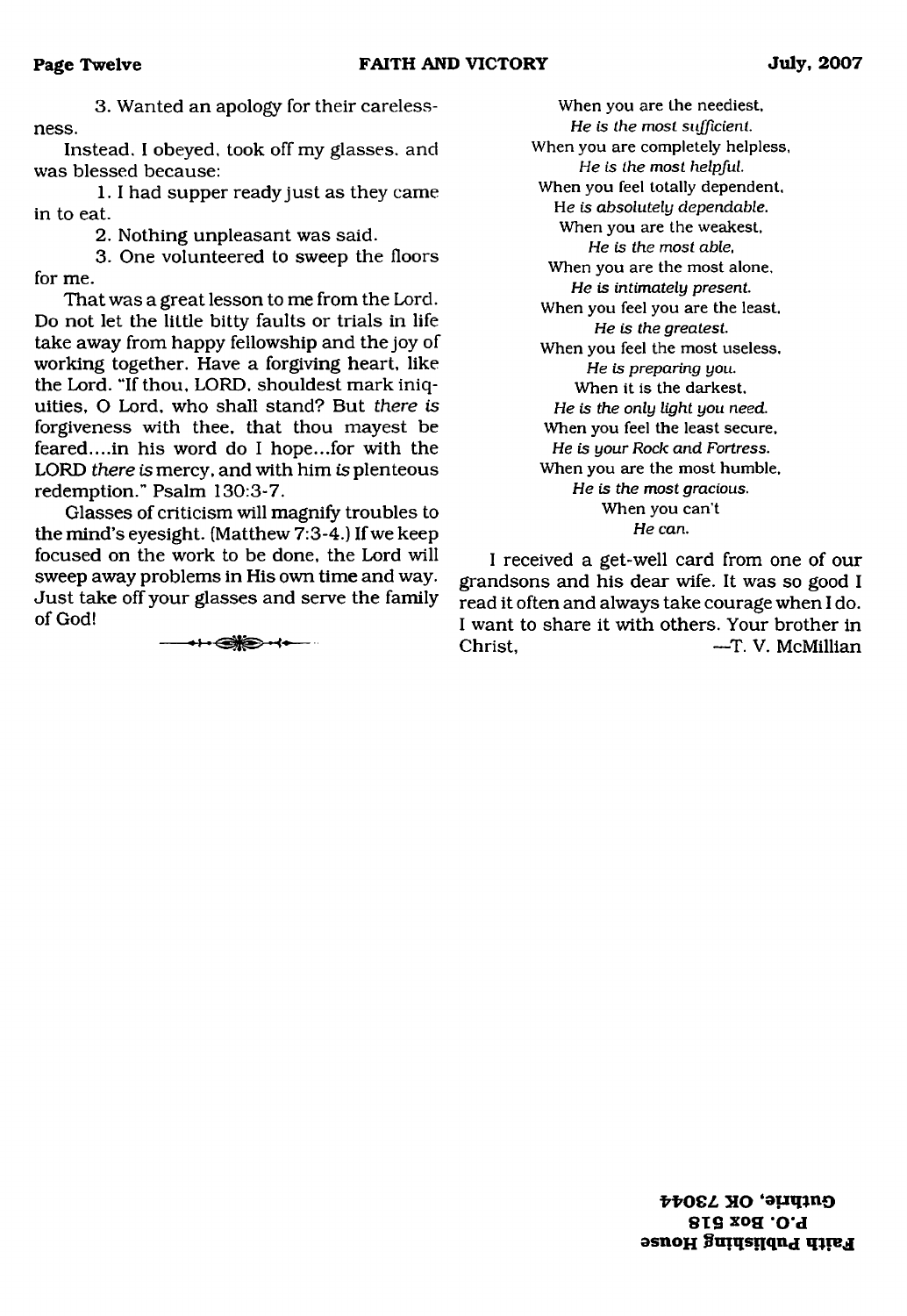3. Wanted an apology for their carelessness.

Instead, I obeyed, took off my glasses, and was blessed because:

1. I had supper ready just as they came in to eat.

2. Nothing unpleasant was said.

3. One volunteered to sweep the floors for me.

That was a great lesson to me from the Lord. Do not let the little bitty faults or trials in life take away from happy fellowship and the joy of working together. Have a forgiving heart, like the Lord. "If thou, LORD, shouldest mark iniquities, O Lord, who shall stand? But *there is* forgiveness with thee, that thou mayest be feared....in his word do I hope...for with the LORD *there is* mercy, and with him *is* plenteous redemption." Psalm 130:3-7.

Glasses of criticism will magnify troubles to the mind's eyesight. (Matthew 7:3-4.) If we keep focused on the work to be done, the Lord will sweep away problems in His own time and way. Just take off your glasses and serve the family of God!

When you are the neediest,
*He is the most sufficient.*
When you are completely helpless,
*He is the most helpful.*
When you feel totally dependent,
*He is absolutely dependable.*
When you are the weakest,
*He is the most able,*
When you are the most alone,
*He is intimately present.*
When you feel you are the least,
*He is the greatest.*
When you feel the most useless,
*He is preparing you.*
When it is the darkest,
*He is the only light you need.*
When you feel the least secure,
*He is your Rock and Fortress.*
When you are the most humble,
*He is the most gracious.*
When you can't
*He can.*

I received a get-well card from one of our grandsons and his dear wife. It was so good I read it often and always take courage when I do. I want to share it with others. Your brother in Christ, —T. V. McMillian

Faith Publishing House
P.O. Box 518
Guthrie, OK 73044